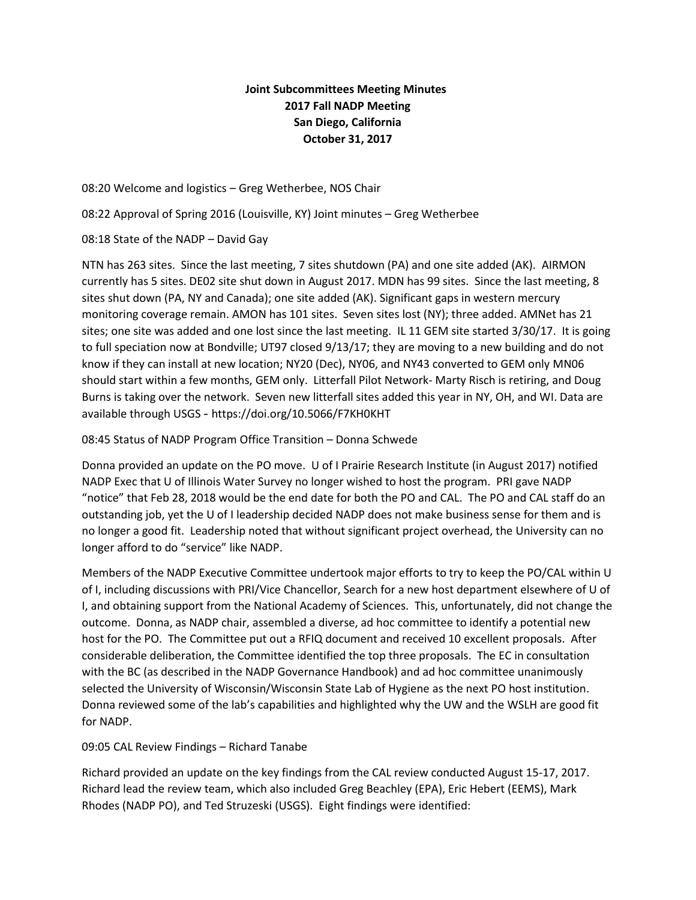**Joint Subcommittees Meeting Minutes**
**2017 Fall NADP Meeting**
**San Diego, California**
**October 31, 2017**

08:20 Welcome and logistics – Greg Wetherbee, NOS Chair

08:22 Approval of Spring 2016 (Louisville, KY) Joint minutes – Greg Wetherbee

08:18 State of the NADP – David Gay

NTN has 263 sites. Since the last meeting, 7 sites shutdown (PA) and one site added (AK). AIRMON currently has 5 sites. DE02 site shut down in August 2017. MDN has 99 sites. Since the last meeting, 8 sites shut down (PA, NY and Canada); one site added (AK). Significant gaps in western mercury monitoring coverage remain. AMON has 101 sites. Seven sites lost (NY); three added. AMNet has 21 sites; one site was added and one lost since the last meeting. IL 11 GEM site started 3/30/17. It is going to full speciation now at Bondville; UT97 closed 9/13/17; they are moving to a new building and do not know if they can install at new location; NY20 (Dec), NY06, and NY43 converted to GEM only MN06 should start within a few months, GEM only. Litterfall Pilot Network- Marty Risch is retiring, and Doug Burns is taking over the network. Seven new litterfall sites added this year in NY, OH, and WI. Data are available through USGS - https://doi.org/10.5066/F7KH0KHT

08:45 Status of NADP Program Office Transition – Donna Schwede

Donna provided an update on the PO move. U of I Prairie Research Institute (in August 2017) notified NADP Exec that U of Illinois Water Survey no longer wished to host the program. PRI gave NADP "notice" that Feb 28, 2018 would be the end date for both the PO and CAL. The PO and CAL staff do an outstanding job, yet the U of I leadership decided NADP does not make business sense for them and is no longer a good fit. Leadership noted that without significant project overhead, the University can no longer afford to do "service" like NADP.

Members of the NADP Executive Committee undertook major efforts to try to keep the PO/CAL within U of I, including discussions with PRI/Vice Chancellor, Search for a new host department elsewhere of U of I, and obtaining support from the National Academy of Sciences. This, unfortunately, did not change the outcome. Donna, as NADP chair, assembled a diverse, ad hoc committee to identify a potential new host for the PO. The Committee put out a RFIQ document and received 10 excellent proposals. After considerable deliberation, the Committee identified the top three proposals. The EC in consultation with the BC (as described in the NADP Governance Handbook) and ad hoc committee unanimously selected the University of Wisconsin/Wisconsin State Lab of Hygiene as the next PO host institution. Donna reviewed some of the lab's capabilities and highlighted why the UW and the WSLH are good fit for NADP.

09:05 CAL Review Findings – Richard Tanabe

Richard provided an update on the key findings from the CAL review conducted August 15-17, 2017. Richard lead the review team, which also included Greg Beachley (EPA), Eric Hebert (EEMS), Mark Rhodes (NADP PO), and Ted Struzeski (USGS). Eight findings were identified: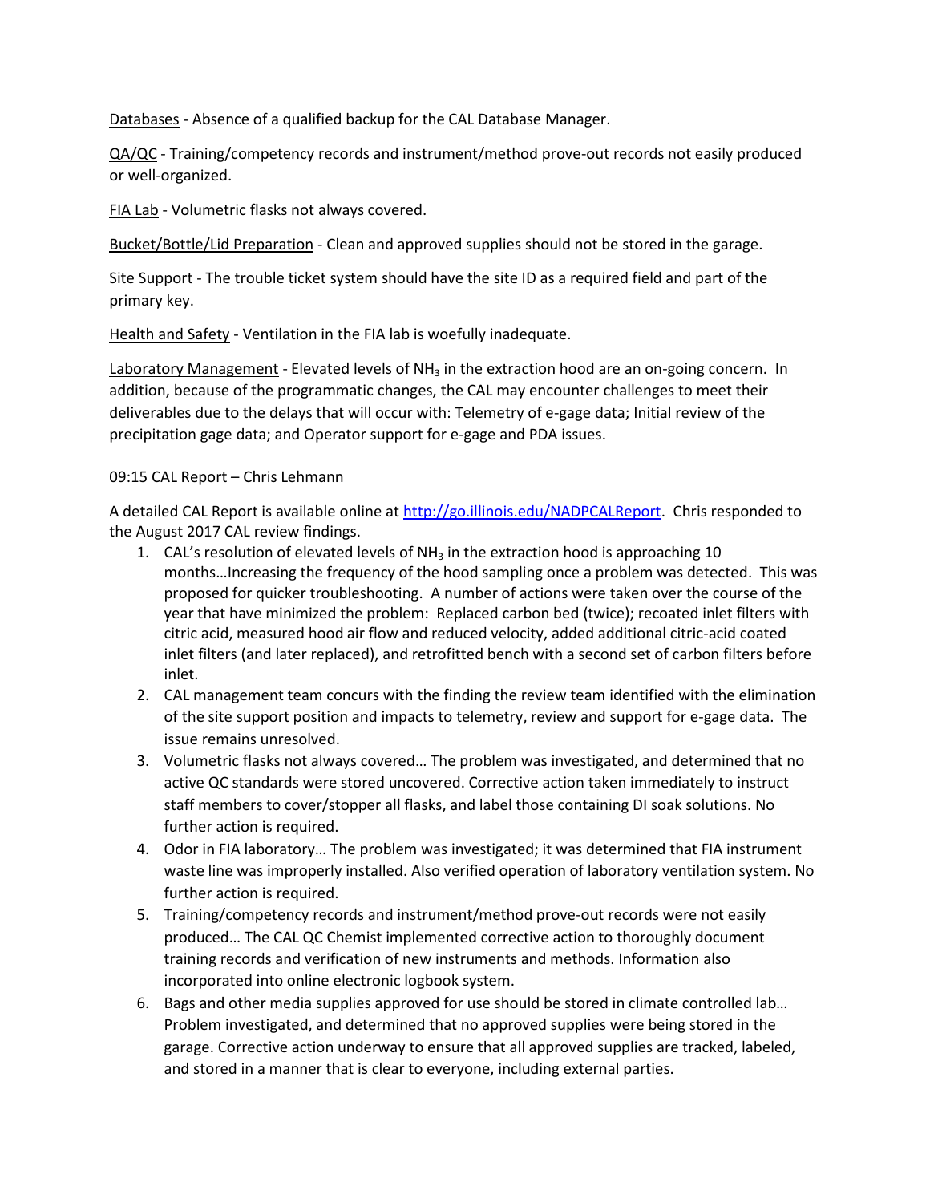Databases - Absence of a qualified backup for the CAL Database Manager.

QA/QC - Training/competency records and instrument/method prove-out records not easily produced or well-organized.

FIA Lab - Volumetric flasks not always covered.

Bucket/Bottle/Lid Preparation - Clean and approved supplies should not be stored in the garage.

Site Support - The trouble ticket system should have the site ID as a required field and part of the primary key.

Health and Safety - Ventilation in the FIA lab is woefully inadequate.

Laboratory Management - Elevated levels of $NH_3$ in the extraction hood are an on-going concern. In addition, because of the programmatic changes, the CAL may encounter challenges to meet their deliverables due to the delays that will occur with: Telemetry of e-gage data; Initial review of the precipitation gage data; and Operator support for e-gage and PDA issues.

09:15 CAL Report – Chris Lehmann

A detailed CAL Report is available online at http://go.illinois.edu/NADPCALReport. Chris responded to the August 2017 CAL review findings.

1. CAL's resolution of elevated levels of $NH_3$ in the extraction hood is approaching 10 months…Increasing the frequency of the hood sampling once a problem was detected. This was proposed for quicker troubleshooting. A number of actions were taken over the course of the year that have minimized the problem: Replaced carbon bed (twice); recoated inlet filters with citric acid, measured hood air flow and reduced velocity, added additional citric-acid coated inlet filters (and later replaced), and retrofitted bench with a second set of carbon filters before inlet.
2. CAL management team concurs with the finding the review team identified with the elimination of the site support position and impacts to telemetry, review and support for e-gage data. The issue remains unresolved.
3. Volumetric flasks not always covered… The problem was investigated, and determined that no active QC standards were stored uncovered. Corrective action taken immediately to instruct staff members to cover/stopper all flasks, and label those containing DI soak solutions. No further action is required.
4. Odor in FIA laboratory… The problem was investigated; it was determined that FIA instrument waste line was improperly installed. Also verified operation of laboratory ventilation system. No further action is required.
5. Training/competency records and instrument/method prove-out records were not easily produced… The CAL QC Chemist implemented corrective action to thoroughly document training records and verification of new instruments and methods. Information also incorporated into online electronic logbook system.
6. Bags and other media supplies approved for use should be stored in climate controlled lab… Problem investigated, and determined that no approved supplies were being stored in the garage. Corrective action underway to ensure that all approved supplies are tracked, labeled, and stored in a manner that is clear to everyone, including external parties.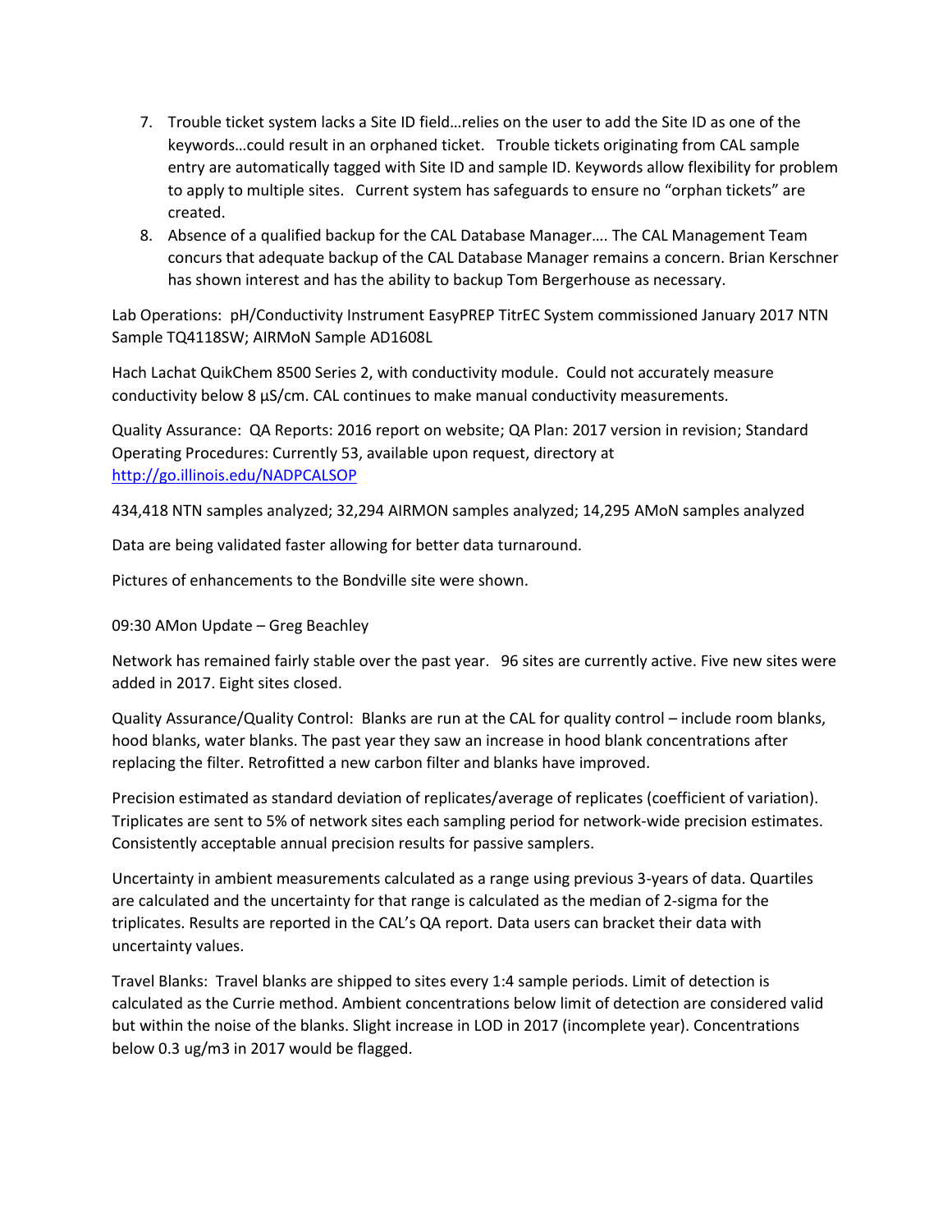7. Trouble ticket system lacks a Site ID field…relies on the user to add the Site ID as one of the keywords…could result in an orphaned ticket. Trouble tickets originating from CAL sample entry are automatically tagged with Site ID and sample ID. Keywords allow flexibility for problem to apply to multiple sites. Current system has safeguards to ensure no "orphan tickets" are created.
8. Absence of a qualified backup for the CAL Database Manager…. The CAL Management Team concurs that adequate backup of the CAL Database Manager remains a concern. Brian Kerschner has shown interest and has the ability to backup Tom Bergerhouse as necessary.

Lab Operations: pH/Conductivity Instrument EasyPREP TitrEC System commissioned January 2017 NTN Sample TQ4118SW; AIRMoN Sample AD1608L

Hach Lachat QuikChem 8500 Series 2, with conductivity module. Could not accurately measure conductivity below 8 µS/cm. CAL continues to make manual conductivity measurements.

Quality Assurance: QA Reports: 2016 report on website; QA Plan: 2017 version in revision; Standard Operating Procedures: Currently 53, available upon request, directory at http://go.illinois.edu/NADPCALSOP

434,418 NTN samples analyzed; 32,294 AIRMON samples analyzed; 14,295 AMoN samples analyzed

Data are being validated faster allowing for better data turnaround.

Pictures of enhancements to the Bondville site were shown.

09:30 AMon Update – Greg Beachley

Network has remained fairly stable over the past year. 96 sites are currently active. Five new sites were added in 2017. Eight sites closed.

Quality Assurance/Quality Control: Blanks are run at the CAL for quality control – include room blanks, hood blanks, water blanks. The past year they saw an increase in hood blank concentrations after replacing the filter. Retrofitted a new carbon filter and blanks have improved.

Precision estimated as standard deviation of replicates/average of replicates (coefficient of variation). Triplicates are sent to 5% of network sites each sampling period for network-wide precision estimates. Consistently acceptable annual precision results for passive samplers.

Uncertainty in ambient measurements calculated as a range using previous 3-years of data. Quartiles are calculated and the uncertainty for that range is calculated as the median of 2-sigma for the triplicates. Results are reported in the CAL's QA report. Data users can bracket their data with uncertainty values.

Travel Blanks: Travel blanks are shipped to sites every 1:4 sample periods. Limit of detection is calculated as the Currie method. Ambient concentrations below limit of detection are considered valid but within the noise of the blanks. Slight increase in LOD in 2017 (incomplete year). Concentrations below 0.3 ug/m3 in 2017 would be flagged.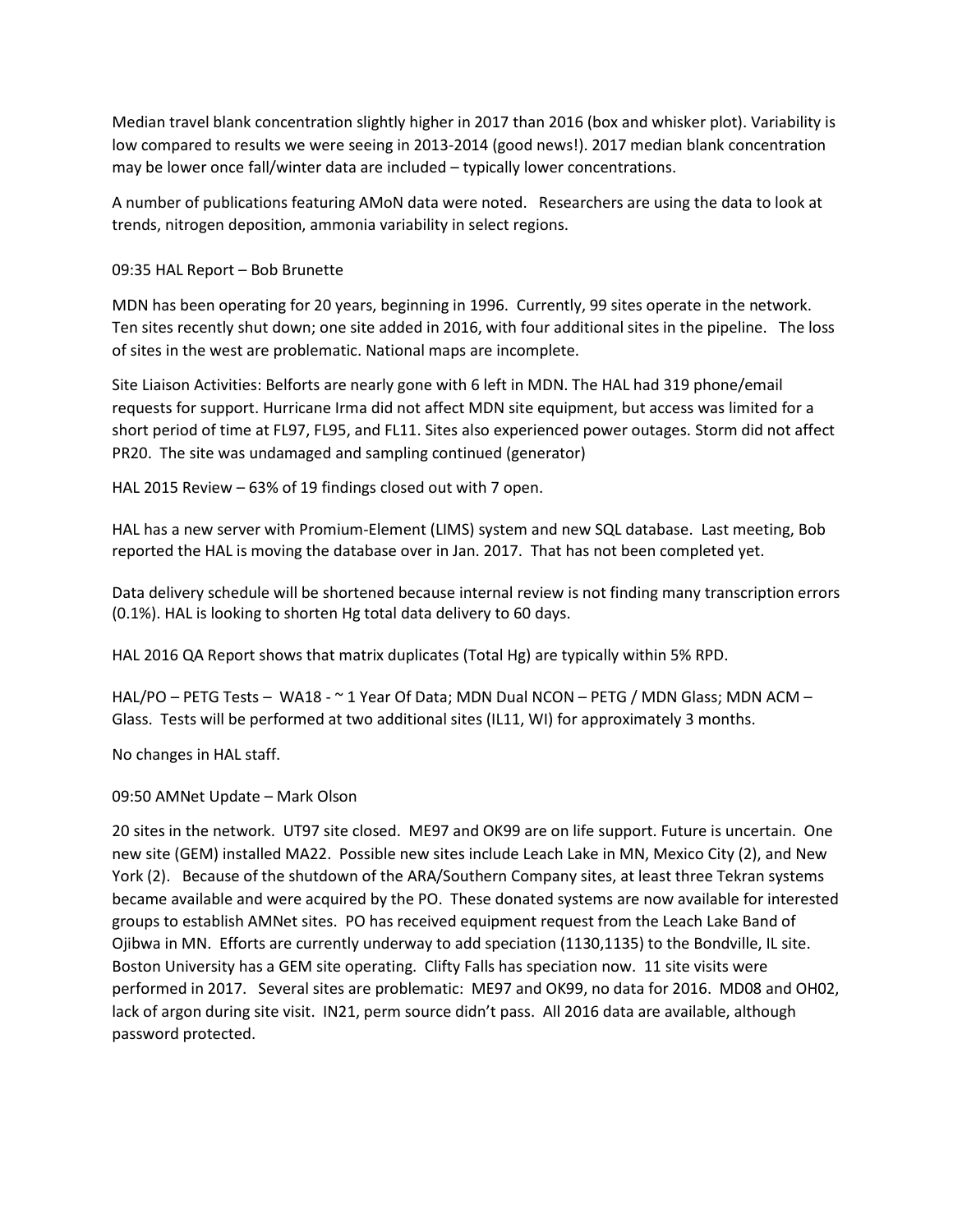Median travel blank concentration slightly higher in 2017 than 2016 (box and whisker plot). Variability is low compared to results we were seeing in 2013-2014 (good news!). 2017 median blank concentration may be lower once fall/winter data are included – typically lower concentrations.

A number of publications featuring AMoN data were noted. Researchers are using the data to look at trends, nitrogen deposition, ammonia variability in select regions.

09:35 HAL Report – Bob Brunette

MDN has been operating for 20 years, beginning in 1996. Currently, 99 sites operate in the network. Ten sites recently shut down; one site added in 2016, with four additional sites in the pipeline. The loss of sites in the west are problematic. National maps are incomplete.

Site Liaison Activities: Belforts are nearly gone with 6 left in MDN. The HAL had 319 phone/email requests for support. Hurricane Irma did not affect MDN site equipment, but access was limited for a short period of time at FL97, FL95, and FL11. Sites also experienced power outages. Storm did not affect PR20. The site was undamaged and sampling continued (generator)

HAL 2015 Review – 63% of 19 findings closed out with 7 open.

HAL has a new server with Promium-Element (LIMS) system and new SQL database. Last meeting, Bob reported the HAL is moving the database over in Jan. 2017. That has not been completed yet.

Data delivery schedule will be shortened because internal review is not finding many transcription errors (0.1%). HAL is looking to shorten Hg total data delivery to 60 days.

HAL 2016 QA Report shows that matrix duplicates (Total Hg) are typically within 5% RPD.

HAL/PO – PETG Tests – WA18 - ~ 1 Year Of Data; MDN Dual NCON – PETG / MDN Glass; MDN ACM – Glass. Tests will be performed at two additional sites (IL11, WI) for approximately 3 months.

No changes in HAL staff.

09:50 AMNet Update – Mark Olson

20 sites in the network. UT97 site closed. ME97 and OK99 are on life support. Future is uncertain. One new site (GEM) installed MA22. Possible new sites include Leach Lake in MN, Mexico City (2), and New York (2). Because of the shutdown of the ARA/Southern Company sites, at least three Tekran systems became available and were acquired by the PO. These donated systems are now available for interested groups to establish AMNet sites. PO has received equipment request from the Leach Lake Band of Ojibwa in MN. Efforts are currently underway to add speciation (1130,1135) to the Bondville, IL site. Boston University has a GEM site operating. Clifty Falls has speciation now. 11 site visits were performed in 2017. Several sites are problematic: ME97 and OK99, no data for 2016. MD08 and OH02, lack of argon during site visit. IN21, perm source didn't pass. All 2016 data are available, although password protected.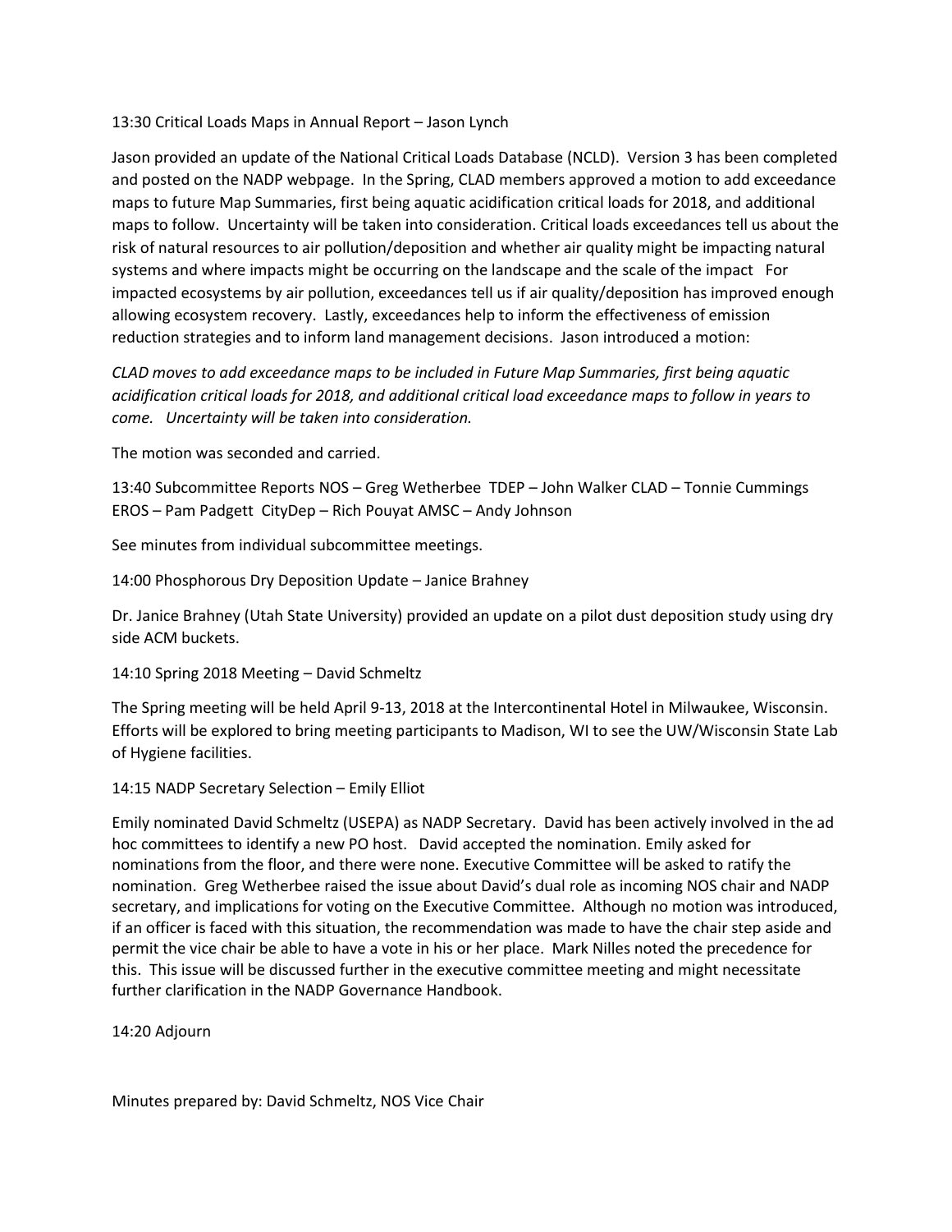13:30 Critical Loads Maps in Annual Report – Jason Lynch

Jason provided an update of the National Critical Loads Database (NCLD). Version 3 has been completed and posted on the NADP webpage. In the Spring, CLAD members approved a motion to add exceedance maps to future Map Summaries, first being aquatic acidification critical loads for 2018, and additional maps to follow. Uncertainty will be taken into consideration. Critical loads exceedances tell us about the risk of natural resources to air pollution/deposition and whether air quality might be impacting natural systems and where impacts might be occurring on the landscape and the scale of the impact For impacted ecosystems by air pollution, exceedances tell us if air quality/deposition has improved enough allowing ecosystem recovery. Lastly, exceedances help to inform the effectiveness of emission reduction strategies and to inform land management decisions. Jason introduced a motion:

*CLAD moves to add exceedance maps to be included in Future Map Summaries, first being aquatic acidification critical loads for 2018, and additional critical load exceedance maps to follow in years to come. Uncertainty will be taken into consideration.*

The motion was seconded and carried.

13:40 Subcommittee Reports NOS – Greg Wetherbee TDEP – John Walker CLAD – Tonnie Cummings EROS – Pam Padgett CityDep – Rich Pouyat AMSC – Andy Johnson

See minutes from individual subcommittee meetings.

14:00 Phosphorous Dry Deposition Update – Janice Brahney

Dr. Janice Brahney (Utah State University) provided an update on a pilot dust deposition study using dry side ACM buckets.

14:10 Spring 2018 Meeting – David Schmeltz

The Spring meeting will be held April 9-13, 2018 at the Intercontinental Hotel in Milwaukee, Wisconsin. Efforts will be explored to bring meeting participants to Madison, WI to see the UW/Wisconsin State Lab of Hygiene facilities.

14:15 NADP Secretary Selection – Emily Elliot

Emily nominated David Schmeltz (USEPA) as NADP Secretary. David has been actively involved in the ad hoc committees to identify a new PO host. David accepted the nomination. Emily asked for nominations from the floor, and there were none. Executive Committee will be asked to ratify the nomination. Greg Wetherbee raised the issue about David's dual role as incoming NOS chair and NADP secretary, and implications for voting on the Executive Committee. Although no motion was introduced, if an officer is faced with this situation, the recommendation was made to have the chair step aside and permit the vice chair be able to have a vote in his or her place. Mark Nilles noted the precedence for this. This issue will be discussed further in the executive committee meeting and might necessitate further clarification in the NADP Governance Handbook.

14:20 Adjourn

Minutes prepared by: David Schmeltz, NOS Vice Chair